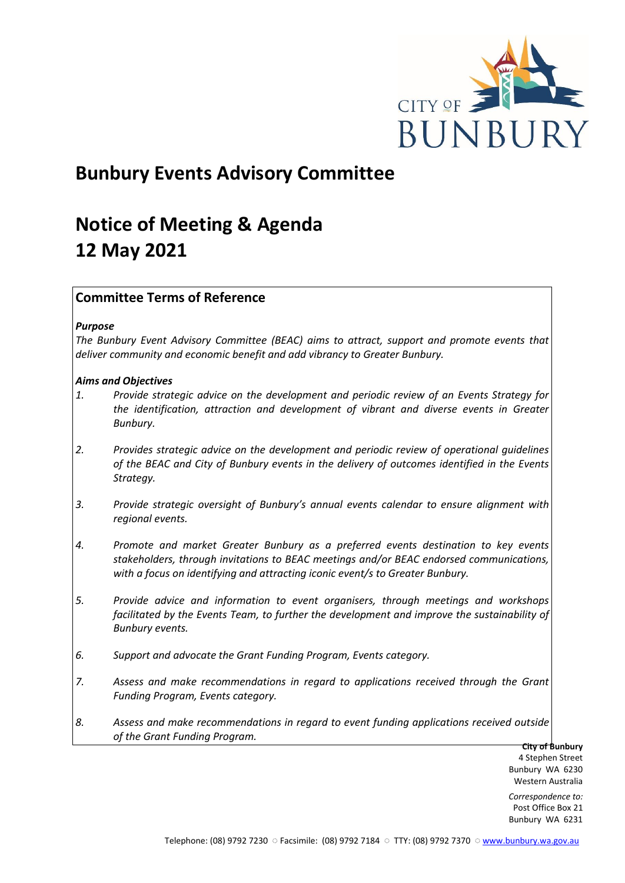CITY OF BUNBURY

# Bunbury Events Advisory Committee

# Notice of Meeting & Agenda
# 12 May 2021

## Committee Terms of Reference

***Purpose***

*The Bunbury Event Advisory Committee (BEAC) aims to attract, support and promote events that deliver community and economic benefit and add vibrancy to Greater Bunbury.*

***Aims and Objectives***

1. *Provide strategic advice on the development and periodic review of an Events Strategy for the identification, attraction and development of vibrant and diverse events in Greater Bunbury.*
2. *Provides strategic advice on the development and periodic review of operational guidelines of the BEAC and City of Bunbury events in the delivery of outcomes identified in the Events Strategy.*
3. *Provide strategic oversight of Bunbury's annual events calendar to ensure alignment with regional events.*
4. *Promote and market Greater Bunbury as a preferred events destination to key events stakeholders, through invitations to BEAC meetings and/or BEAC endorsed communications, with a focus on identifying and attracting iconic event/s to Greater Bunbury.*
5. *Provide advice and information to event organisers, through meetings and workshops facilitated by the Events Team, to further the development and improve the sustainability of Bunbury events.*
6. *Support and advocate the Grant Funding Program, Events category.*
7. *Assess and make recommendations in regard to applications received through the Grant Funding Program, Events category.*
8. *Assess and make recommendations in regard to event funding applications received outside of the Grant Funding Program.*

**City of Bunbury**
4 Stephen Street
Bunbury WA 6230
Western Australia

*Correspondence to:*
Post Office Box 21
Bunbury WA 6231

Telephone: (08) 9792 7230 ○ Facsimile: (08) 9792 7184 ○ TTY: (08) 9792 7370 ○ www.bunbury.wa.gov.au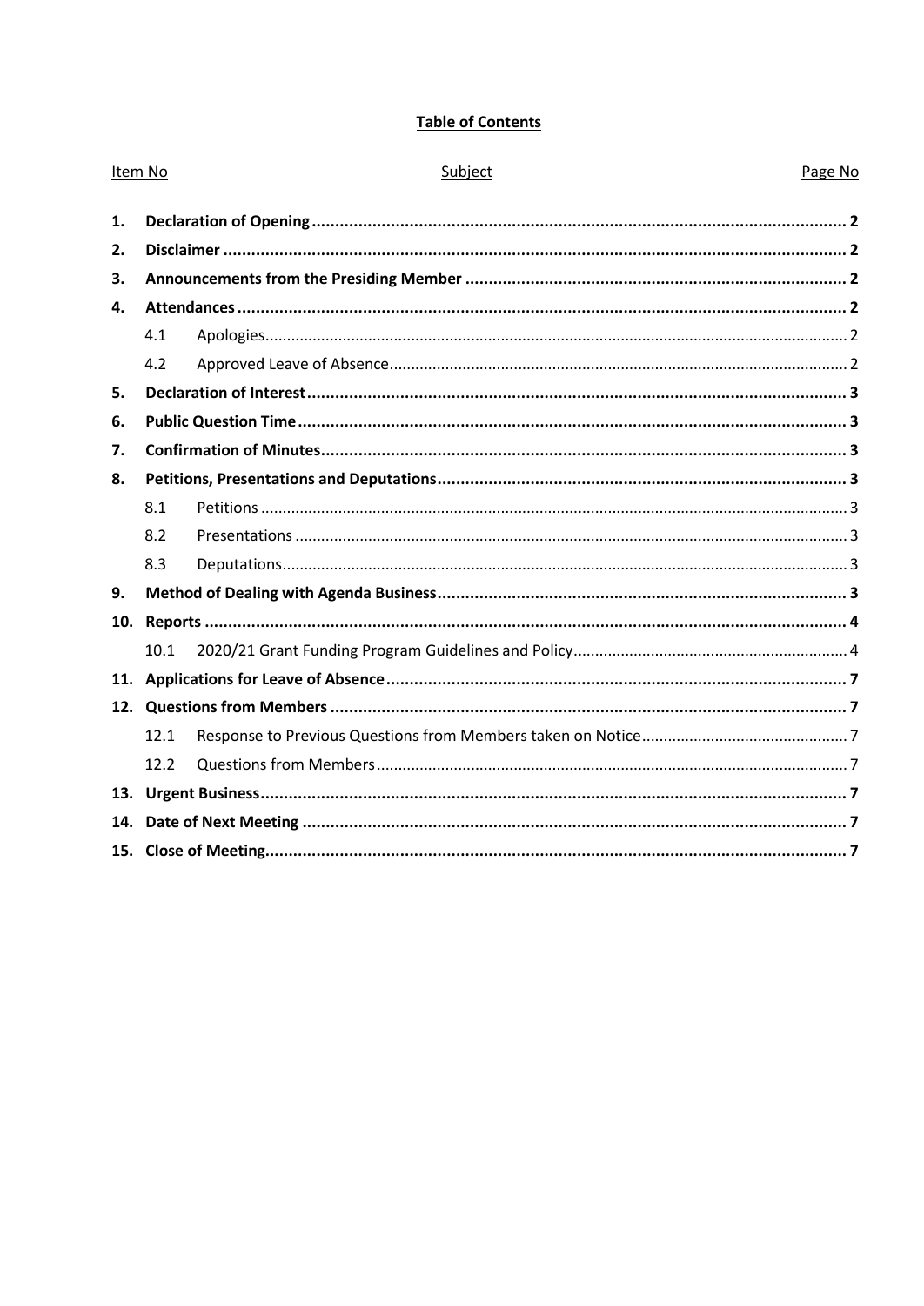**Table of Contents**

| Item No | | Subject | Page No |
|---|---|---|---|
| **1.** | | **Declaration of Opening** | **2** |
| **2.** | | **Disclaimer** | **2** |
| **3.** | | **Announcements from the Presiding Member** | **2** |
| **4.** | | **Attendances** | **2** |
| | 4.1 | Apologies | 2 |
| | 4.2 | Approved Leave of Absence | 2 |
| **5.** | | **Declaration of Interest** | **3** |
| **6.** | | **Public Question Time** | **3** |
| **7.** | | **Confirmation of Minutes** | **3** |
| **8.** | | **Petitions, Presentations and Deputations** | **3** |
| | 8.1 | Petitions | 3 |
| | 8.2 | Presentations | 3 |
| | 8.3 | Deputations | 3 |
| **9.** | | **Method of Dealing with Agenda Business** | **3** |
| **10.** | | **Reports** | **4** |
| | 10.1 | 2020/21 Grant Funding Program Guidelines and Policy | 4 |
| **11.** | | **Applications for Leave of Absence** | **7** |
| **12.** | | **Questions from Members** | **7** |
| | 12.1 | Response to Previous Questions from Members taken on Notice | 7 |
| | 12.2 | Questions from Members | 7 |
| **13.** | | **Urgent Business** | **7** |
| **14.** | | **Date of Next Meeting** | **7** |
| **15.** | | **Close of Meeting** | **7** |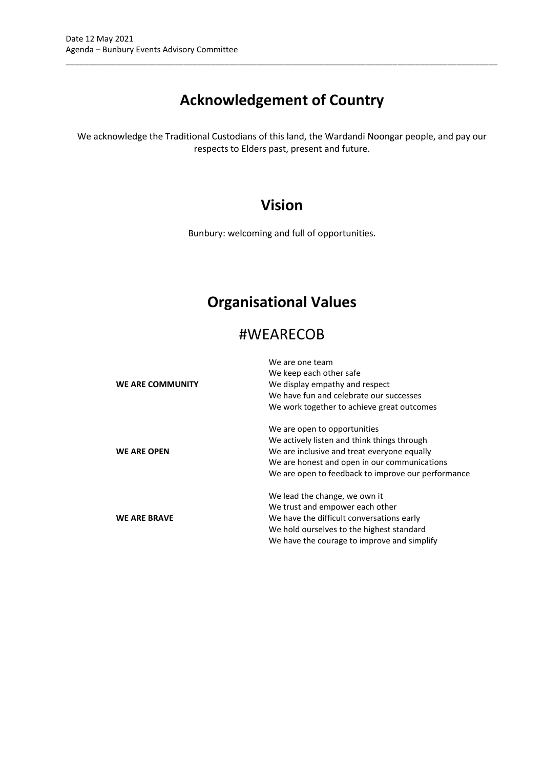# Acknowledgement of Country

We acknowledge the Traditional Custodians of this land, the Wardandi Noongar people, and pay our respects to Elders past, present and future.

# Vision

Bunbury: welcoming and full of opportunities.

# Organisational Values

## #WEARECOB

| | |
|---|---|
| **WE ARE COMMUNITY** | We are one team<br>We keep each other safe<br>We display empathy and respect<br>We have fun and celebrate our successes<br>We work together to achieve great outcomes |
| **WE ARE OPEN** | We are open to opportunities<br>We actively listen and think things through<br>We are inclusive and treat everyone equally<br>We are honest and open in our communications<br>We are open to feedback to improve our performance |
| **WE ARE BRAVE** | We lead the change, we own it<br>We trust and empower each other<br>We have the difficult conversations early<br>We hold ourselves to the highest standard<br>We have the courage to improve and simplify |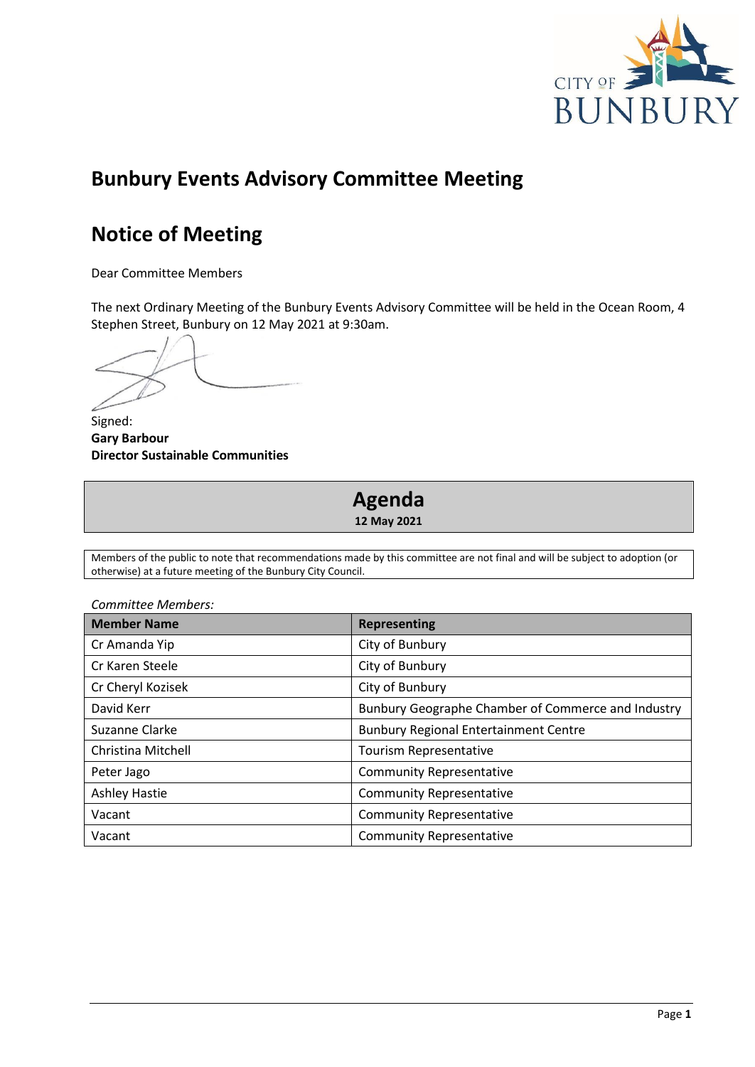# Bunbury Events Advisory Committee Meeting

# Notice of Meeting

Dear Committee Members

The next Ordinary Meeting of the Bunbury Events Advisory Committee will be held in the Ocean Room, 4 Stephen Street, Bunbury on 12 May 2021 at 9:30am.

Signed:
**Gary Barbour**
**Director Sustainable Communities**

# Agenda

**12 May 2021**

Members of the public to note that recommendations made by this committee are not final and will be subject to adoption (or otherwise) at a future meeting of the Bunbury City Council.

*Committee Members:*

| Member Name | Representing |
|---|---|
| Cr Amanda Yip | City of Bunbury |
| Cr Karen Steele | City of Bunbury |
| Cr Cheryl Kozisek | City of Bunbury |
| David Kerr | Bunbury Geographe Chamber of Commerce and Industry |
| Suzanne Clarke | Bunbury Regional Entertainment Centre |
| Christina Mitchell | Tourism Representative |
| Peter Jago | Community Representative |
| Ashley Hastie | Community Representative |
| Vacant | Community Representative |
| Vacant | Community Representative |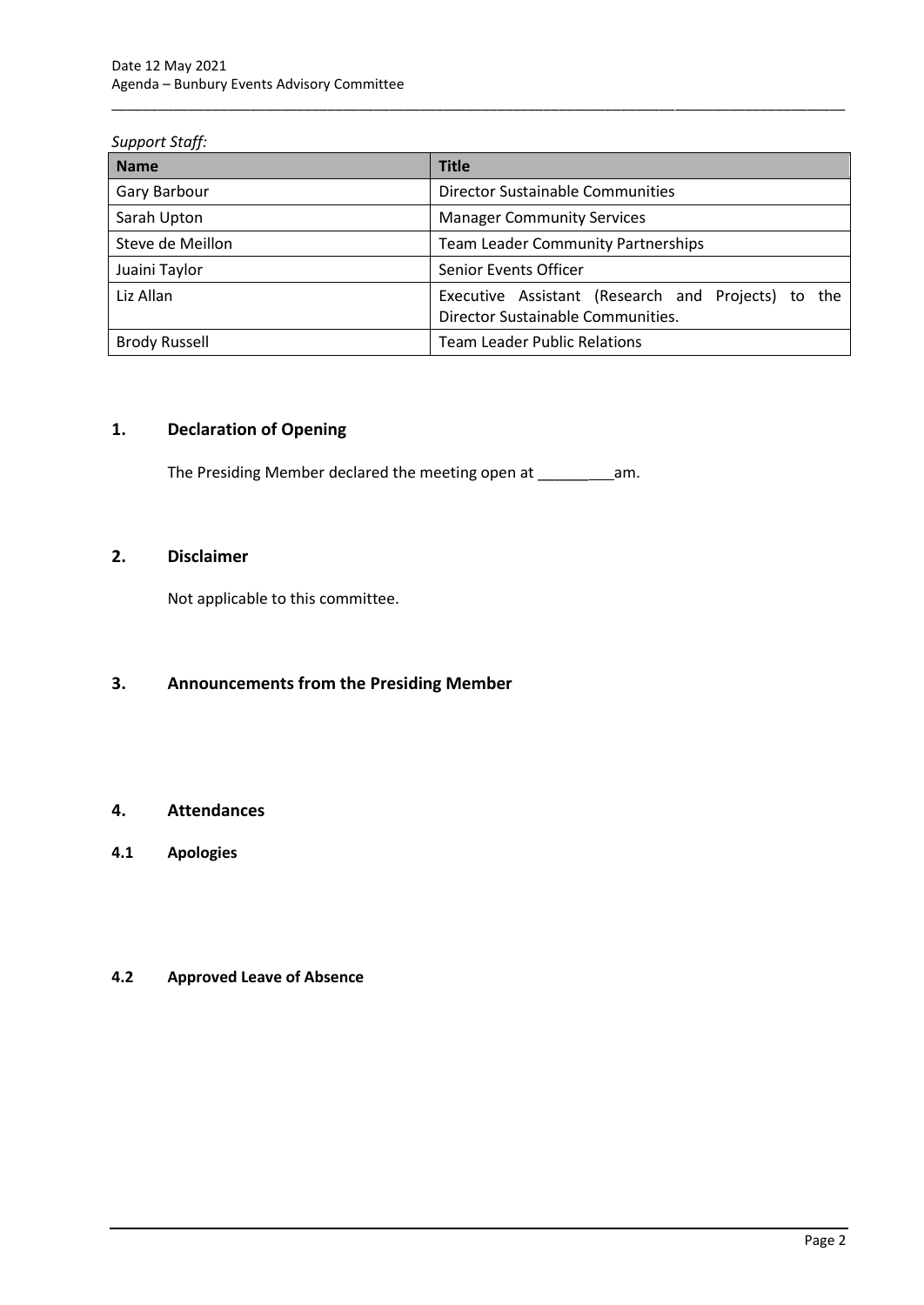*Support Staff:*

| Name | Title |
| --- | --- |
| Gary Barbour | Director Sustainable Communities |
| Sarah Upton | Manager Community Services |
| Steve de Meillon | Team Leader Community Partnerships |
| Juaini Taylor | Senior Events Officer |
| Liz Allan | Executive Assistant (Research and Projects) to the Director Sustainable Communities. |
| Brody Russell | Team Leader Public Relations |

## 1. Declaration of Opening

The Presiding Member declared the meeting open at _________am.

## 2. Disclaimer

Not applicable to this committee.

## 3. Announcements from the Presiding Member

## 4. Attendances

### 4.1 Apologies

### 4.2 Approved Leave of Absence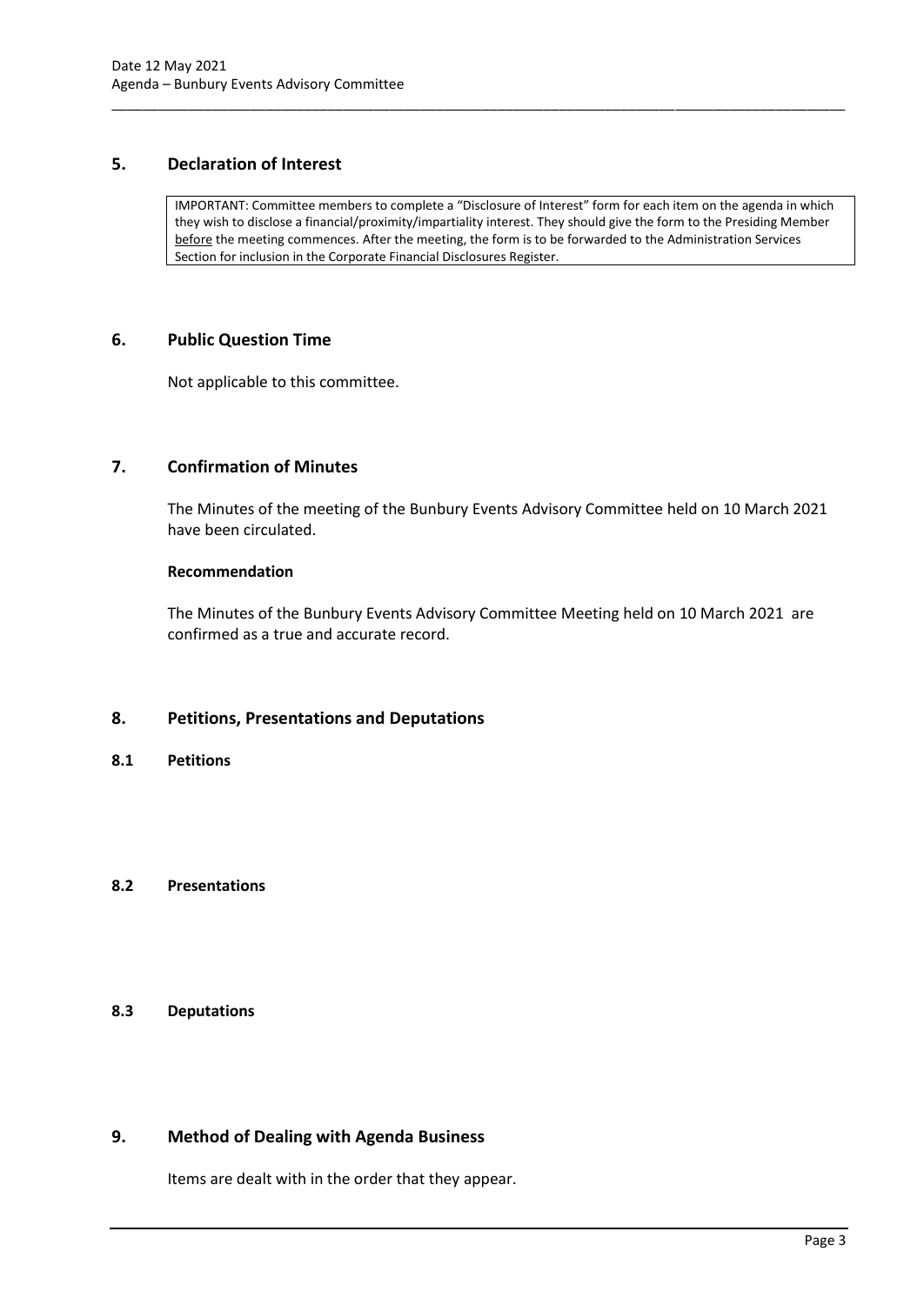## 5. Declaration of Interest

IMPORTANT: Committee members to complete a "Disclosure of Interest" form for each item on the agenda in which they wish to disclose a financial/proximity/impartiality interest. They should give the form to the Presiding Member before the meeting commences. After the meeting, the form is to be forwarded to the Administration Services Section for inclusion in the Corporate Financial Disclosures Register.

## 6. Public Question Time

Not applicable to this committee.

## 7. Confirmation of Minutes

The Minutes of the meeting of the Bunbury Events Advisory Committee held on 10 March 2021 have been circulated.

**Recommendation**

The Minutes of the Bunbury Events Advisory Committee Meeting held on 10 March 2021 are confirmed as a true and accurate record.

## 8. Petitions, Presentations and Deputations

### 8.1 Petitions

### 8.2 Presentations

### 8.3 Deputations

## 9. Method of Dealing with Agenda Business

Items are dealt with in the order that they appear.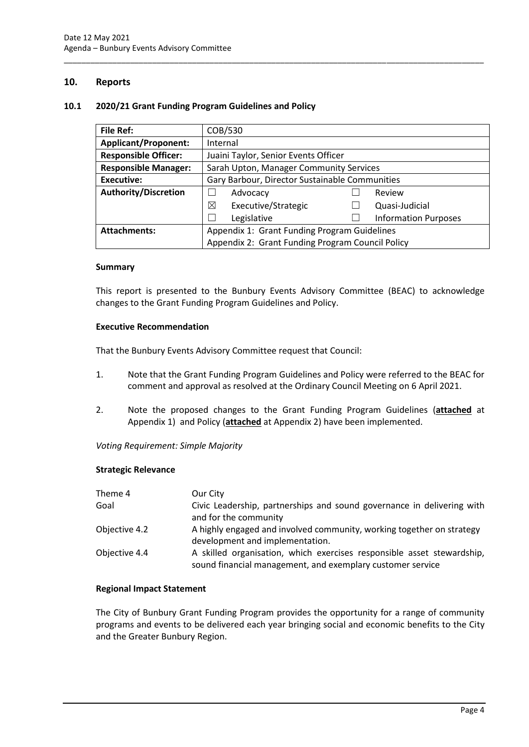## 10. Reports

### 10.1 2020/21 Grant Funding Program Guidelines and Policy

| File Ref: | COB/530 | | | |
|---|---|---|---|---|
| **Applicant/Proponent:** | Internal | | | |
| **Responsible Officer:** | Juaini Taylor, Senior Events Officer | | | |
| **Responsible Manager:** | Sarah Upton, Manager Community Services | | | |
| **Executive:** | Gary Barbour, Director Sustainable Communities | | | |
| **Authority/Discretion** | ☐ | Advocacy | ☐ | Review |
| | ☒ | Executive/Strategic | ☐ | Quasi-Judicial |
| | ☐ | Legislative | ☐ | Information Purposes |
| **Attachments:** | Appendix 1: Grant Funding Program Guidelines<br>Appendix 2: Grant Funding Program Council Policy | | | |

#### Summary

This report is presented to the Bunbury Events Advisory Committee (BEAC) to acknowledge changes to the Grant Funding Program Guidelines and Policy.

#### Executive Recommendation

That the Bunbury Events Advisory Committee request that Council:

1. Note that the Grant Funding Program Guidelines and Policy were referred to the BEAC for comment and approval as resolved at the Ordinary Council Meeting on 6 April 2021.
2. Note the proposed changes to the Grant Funding Program Guidelines (**attached** at Appendix 1) and Policy (**attached** at Appendix 2) have been implemented.

*Voting Requirement: Simple Majority*

#### Strategic Relevance

| | |
|---|---|
| Theme 4 | Our City |
| Goal | Civic Leadership, partnerships and sound governance in delivering with and for the community |
| Objective 4.2 | A highly engaged and involved community, working together on strategy development and implementation. |
| Objective 4.4 | A skilled organisation, which exercises responsible asset stewardship, sound financial management, and exemplary customer service |

#### Regional Impact Statement

The City of Bunbury Grant Funding Program provides the opportunity for a range of community programs and events to be delivered each year bringing social and economic benefits to the City and the Greater Bunbury Region.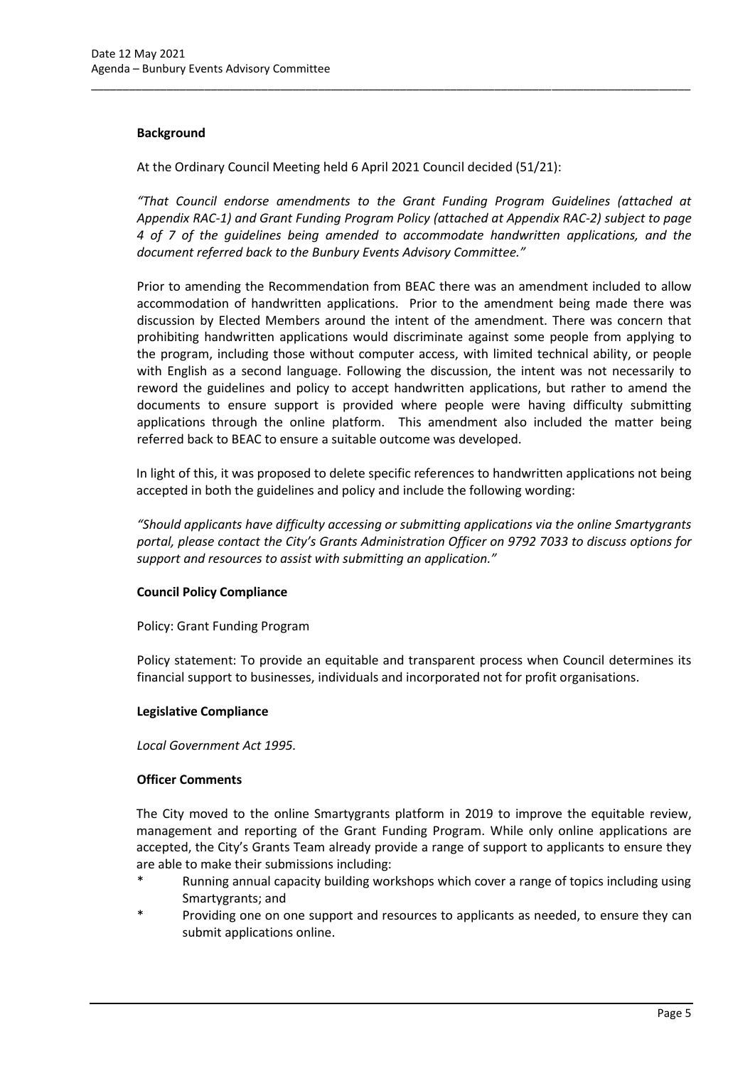**Background**

At the Ordinary Council Meeting held 6 April 2021 Council decided (51/21):

*"That Council endorse amendments to the Grant Funding Program Guidelines (attached at Appendix RAC-1) and Grant Funding Program Policy (attached at Appendix RAC-2) subject to page 4 of 7 of the guidelines being amended to accommodate handwritten applications, and the document referred back to the Bunbury Events Advisory Committee."*

Prior to amending the Recommendation from BEAC there was an amendment included to allow accommodation of handwritten applications. Prior to the amendment being made there was discussion by Elected Members around the intent of the amendment. There was concern that prohibiting handwritten applications would discriminate against some people from applying to the program, including those without computer access, with limited technical ability, or people with English as a second language. Following the discussion, the intent was not necessarily to reword the guidelines and policy to accept handwritten applications, but rather to amend the documents to ensure support is provided where people were having difficulty submitting applications through the online platform. This amendment also included the matter being referred back to BEAC to ensure a suitable outcome was developed.

In light of this, it was proposed to delete specific references to handwritten applications not being accepted in both the guidelines and policy and include the following wording:

*"Should applicants have difficulty accessing or submitting applications via the online Smartygrants portal, please contact the City's Grants Administration Officer on 9792 7033 to discuss options for support and resources to assist with submitting an application."*

**Council Policy Compliance**

Policy: Grant Funding Program

Policy statement: To provide an equitable and transparent process when Council determines its financial support to businesses, individuals and incorporated not for profit organisations.

**Legislative Compliance**

*Local Government Act 1995.*

**Officer Comments**

The City moved to the online Smartygrants platform in 2019 to improve the equitable review, management and reporting of the Grant Funding Program. While only online applications are accepted, the City's Grants Team already provide a range of support to applicants to ensure they are able to make their submissions including:

- Running annual capacity building workshops which cover a range of topics including using Smartygrants; and
- Providing one on one support and resources to applicants as needed, to ensure they can submit applications online.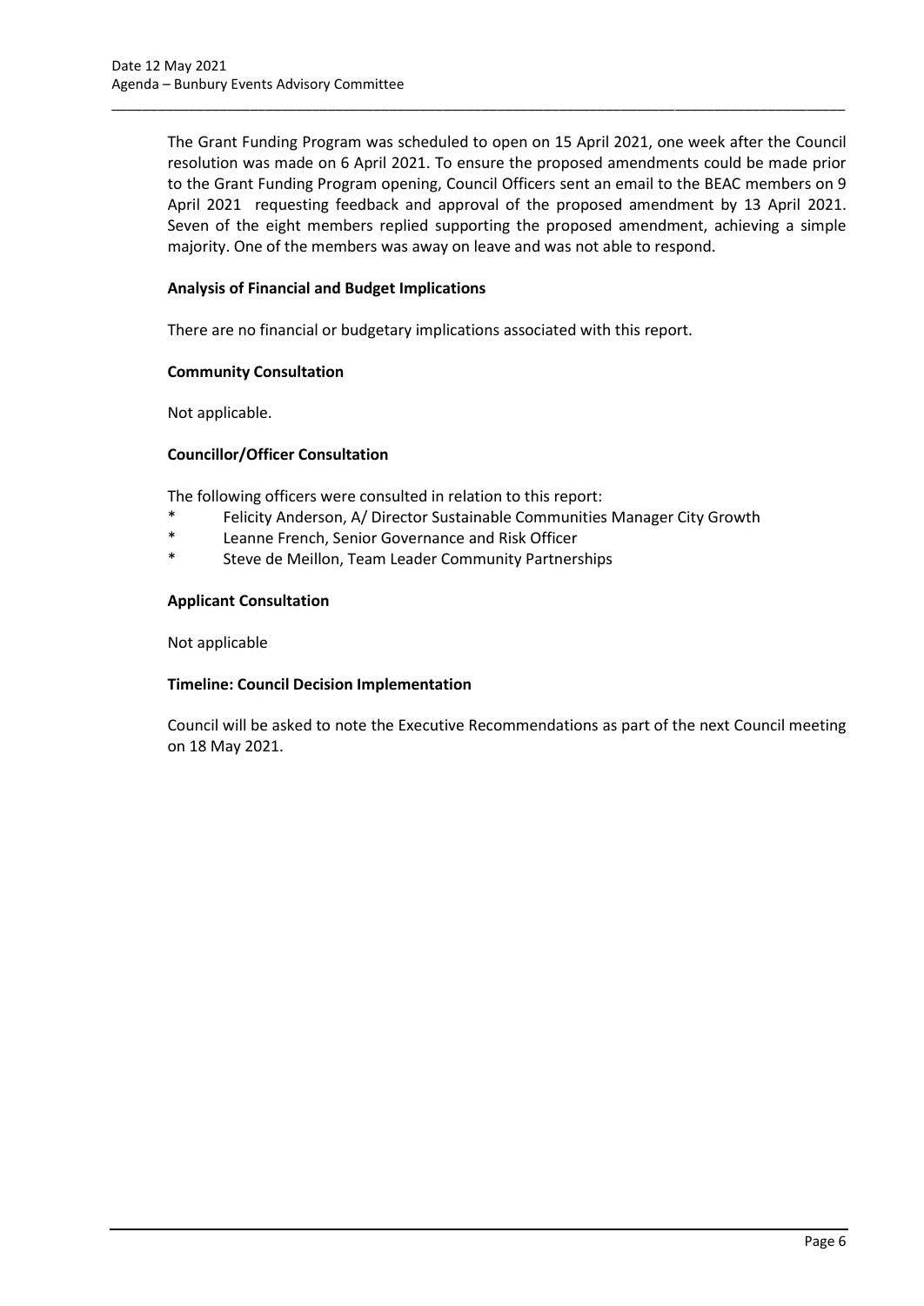The Grant Funding Program was scheduled to open on 15 April 2021, one week after the Council resolution was made on 6 April 2021. To ensure the proposed amendments could be made prior to the Grant Funding Program opening, Council Officers sent an email to the BEAC members on 9 April 2021 requesting feedback and approval of the proposed amendment by 13 April 2021. Seven of the eight members replied supporting the proposed amendment, achieving a simple majority. One of the members was away on leave and was not able to respond.

**Analysis of Financial and Budget Implications**

There are no financial or budgetary implications associated with this report.

**Community Consultation**

Not applicable.

**Councillor/Officer Consultation**

The following officers were consulted in relation to this report:

- Felicity Anderson, A/ Director Sustainable Communities Manager City Growth
- Leanne French, Senior Governance and Risk Officer
- Steve de Meillon, Team Leader Community Partnerships

**Applicant Consultation**

Not applicable

**Timeline: Council Decision Implementation**

Council will be asked to note the Executive Recommendations as part of the next Council meeting on 18 May 2021.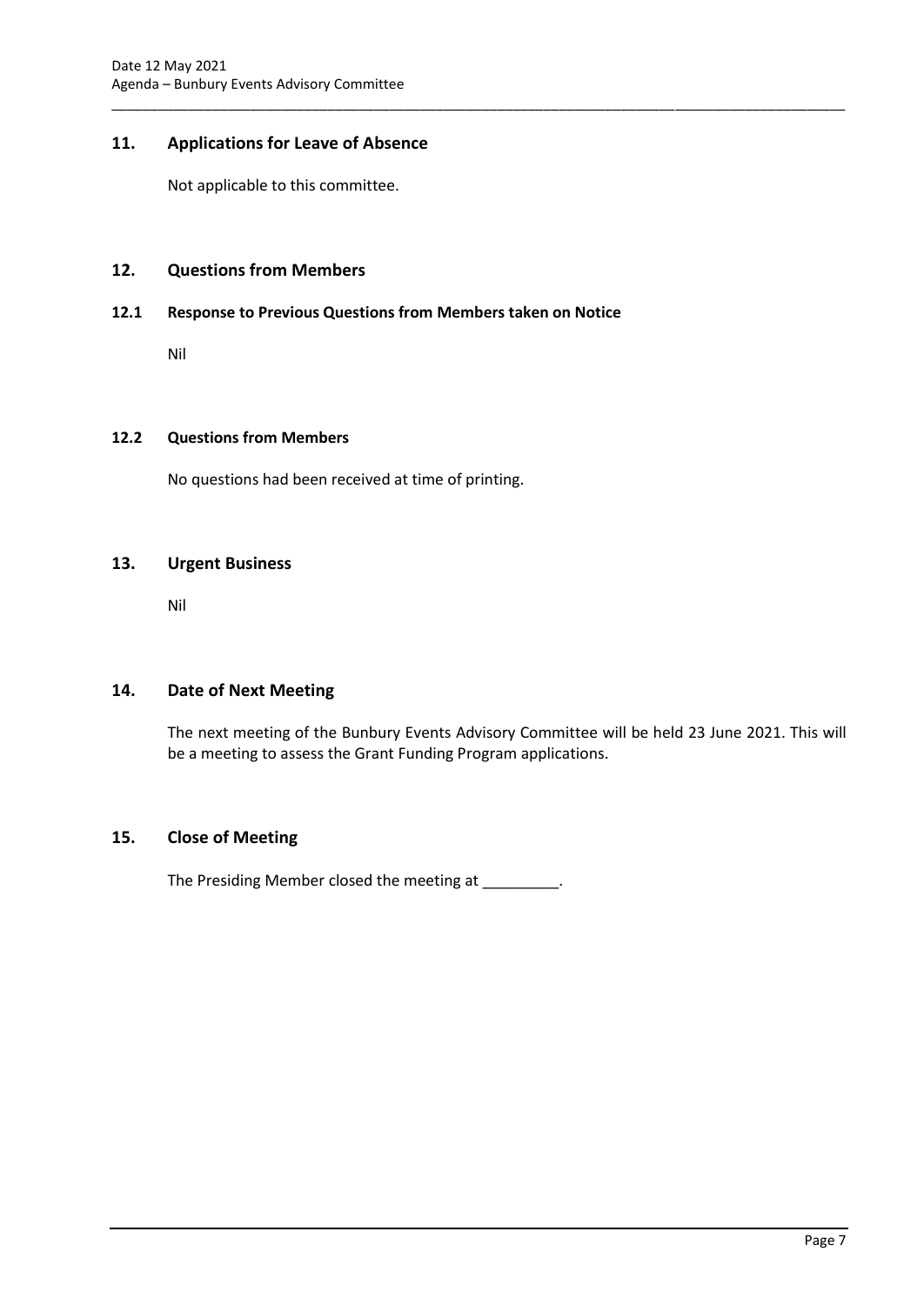## 11. Applications for Leave of Absence

Not applicable to this committee.

## 12. Questions from Members

### 12.1 Response to Previous Questions from Members taken on Notice

Nil

### 12.2 Questions from Members

No questions had been received at time of printing.

## 13. Urgent Business

Nil

## 14. Date of Next Meeting

The next meeting of the Bunbury Events Advisory Committee will be held 23 June 2021. This will be a meeting to assess the Grant Funding Program applications.

## 15. Close of Meeting

The Presiding Member closed the meeting at _________.